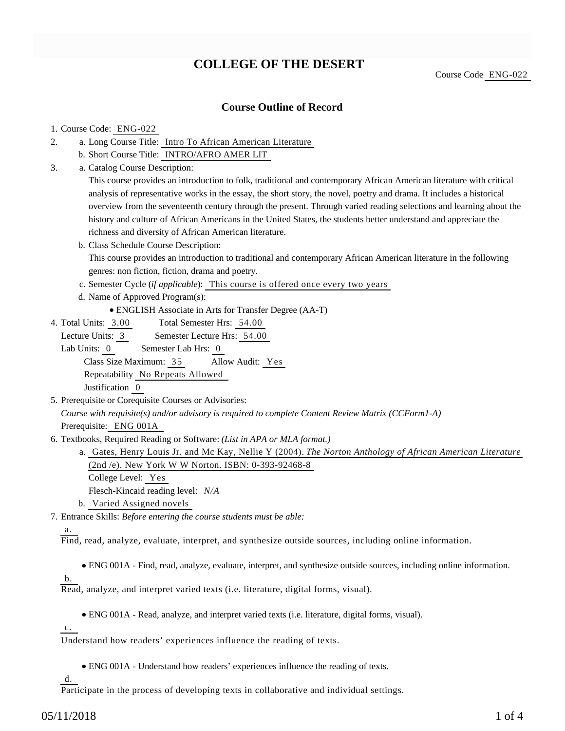# COLLEGE OF THE DESERT

Course Code ENG-022

## Course Outline of Record

1. Course Code: ENG-022
2. a. Long Course Title: Intro To African American Literature
   b. Short Course Title: INTRO/AFRO AMER LIT
3. a. Catalog Course Description:
   This course provides an introduction to folk, traditional and contemporary African American literature with critical analysis of representative works in the essay, the short story, the novel, poetry and drama. It includes a historical overview from the seventeenth century through the present. Through varied reading selections and learning about the history and culture of African Americans in the United States, the students better understand and appreciate the richness and diversity of African American literature.
   b. Class Schedule Course Description:
   This course provides an introduction to traditional and contemporary African American literature in the following genres: non fiction, fiction, drama and poetry.
   c. Semester Cycle (*if applicable*): This course is offered once every two years
   d. Name of Approved Program(s):
      - ENGLISH Associate in Arts for Transfer Degree (AA-T)
4. Total Units: 3.00 Total Semester Hrs: 54.00
   Lecture Units: 3 Semester Lecture Hrs: 54.00
   Lab Units: 0 Semester Lab Hrs: 0
   Class Size Maximum: 35 Allow Audit: Yes
   Repeatability No Repeats Allowed
   Justification 0
5. Prerequisite or Corequisite Courses or Advisories:
   *Course with requisite(s) and/or advisory is required to complete Content Review Matrix (CCForm1-A)*
   Prerequisite: ENG 001A
6. Textbooks, Required Reading or Software: *(List in APA or MLA format.)*
   a. Gates, Henry Louis Jr. and Mc Kay, Nellie Y (2004). *The Norton Anthology of African American Literature* (2nd /e). New York W W Norton. ISBN: 0-393-92468-8
      College Level: Yes
      Flesch-Kincaid reading level: *N/A*
   b. Varied Assigned novels
7. Entrance Skills: *Before entering the course students must be able:*

   a.
   Find, read, analyze, evaluate, interpret, and synthesize outside sources, including online information.

   - ENG 001A - Find, read, analyze, evaluate, interpret, and synthesize outside sources, including online information.

   b.
   Read, analyze, and interpret varied texts (i.e. literature, digital forms, visual).

   - ENG 001A - Read, analyze, and interpret varied texts (i.e. literature, digital forms, visual).

   c.
   Understand how readers' experiences influence the reading of texts.

   - ENG 001A - Understand how readers' experiences influence the reading of texts.

   d.
   Participate in the process of developing texts in collaborative and individual settings.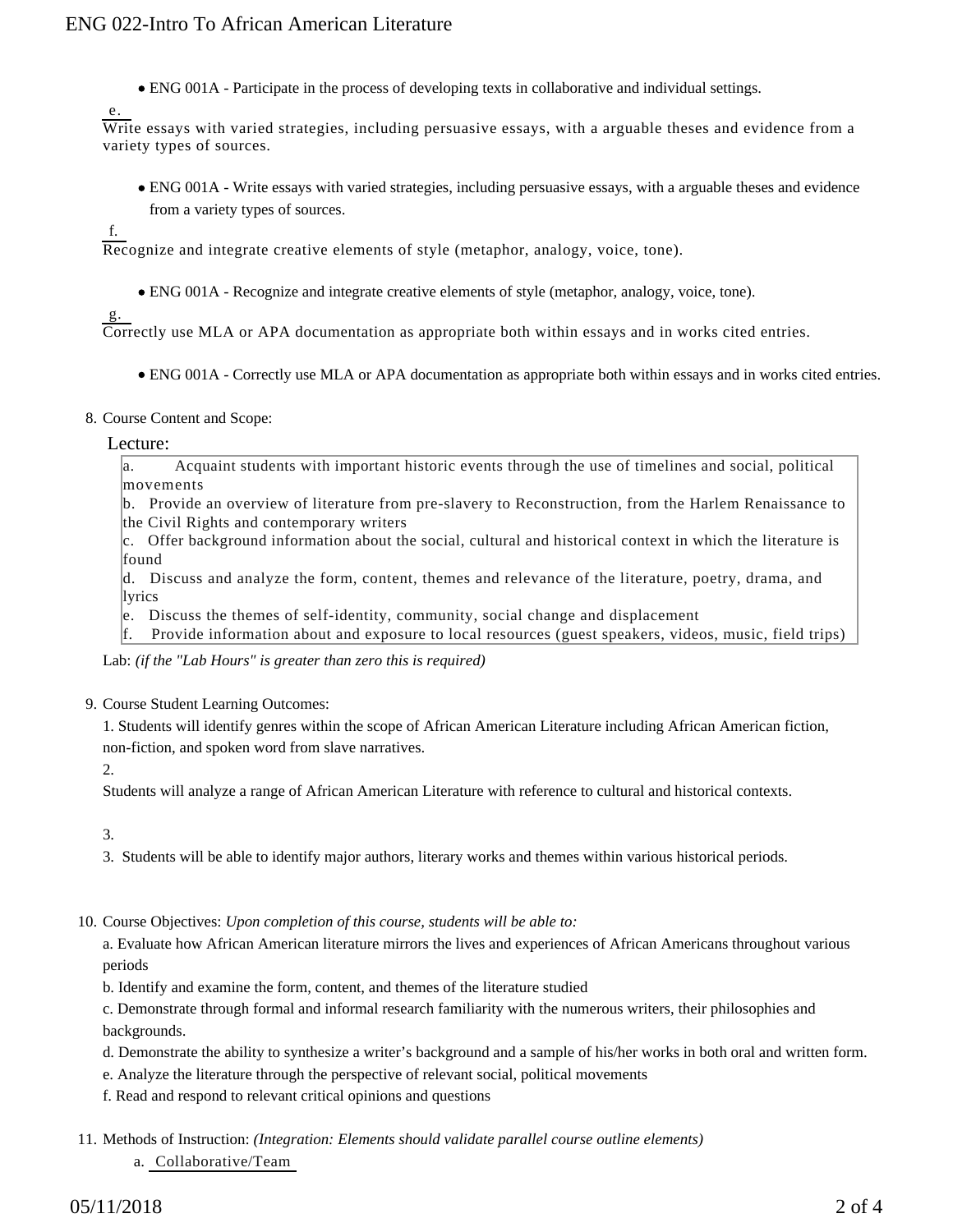- ENG 001A - Participate in the process of developing texts in collaborative and individual settings.

e.
Write essays with varied strategies, including persuasive essays, with a arguable theses and evidence from a variety types of sources.

- ENG 001A - Write essays with varied strategies, including persuasive essays, with a arguable theses and evidence from a variety types of sources.

f.
Recognize and integrate creative elements of style (metaphor, analogy, voice, tone).

- ENG 001A - Recognize and integrate creative elements of style (metaphor, analogy, voice, tone).

g.
Correctly use MLA or APA documentation as appropriate both within essays and in works cited entries.

- ENG 001A - Correctly use MLA or APA documentation as appropriate both within essays and in works cited entries.

8. Course Content and Scope:

Lecture:

a. Acquaint students with important historic events through the use of timelines and social, political movements
b. Provide an overview of literature from pre-slavery to Reconstruction, from the Harlem Renaissance to the Civil Rights and contemporary writers
c. Offer background information about the social, cultural and historical context in which the literature is found
d. Discuss and analyze the form, content, themes and relevance of the literature, poetry, drama, and lyrics
e. Discuss the themes of self-identity, community, social change and displacement
f. Provide information about and exposure to local resources (guest speakers, videos, music, field trips)

Lab: *(if the "Lab Hours" is greater than zero this is required)*

9. Course Student Learning Outcomes:

1. Students will identify genres within the scope of African American Literature including African American fiction, non-fiction, and spoken word from slave narratives.

2.
Students will analyze a range of African American Literature with reference to cultural and historical contexts.

3.
3. Students will be able to identify major authors, literary works and themes within various historical periods.

10. Course Objectives: *Upon completion of this course, students will be able to:*

a. Evaluate how African American literature mirrors the lives and experiences of African Americans throughout various periods
b. Identify and examine the form, content, and themes of the literature studied
c. Demonstrate through formal and informal research familiarity with the numerous writers, their philosophies and backgrounds.
d. Demonstrate the ability to synthesize a writer's background and a sample of his/her works in both oral and written form.
e. Analyze the literature through the perspective of relevant social, political movements
f. Read and respond to relevant critical opinions and questions

11. Methods of Instruction: *(Integration: Elements should validate parallel course outline elements)*

a. Collaborative/Team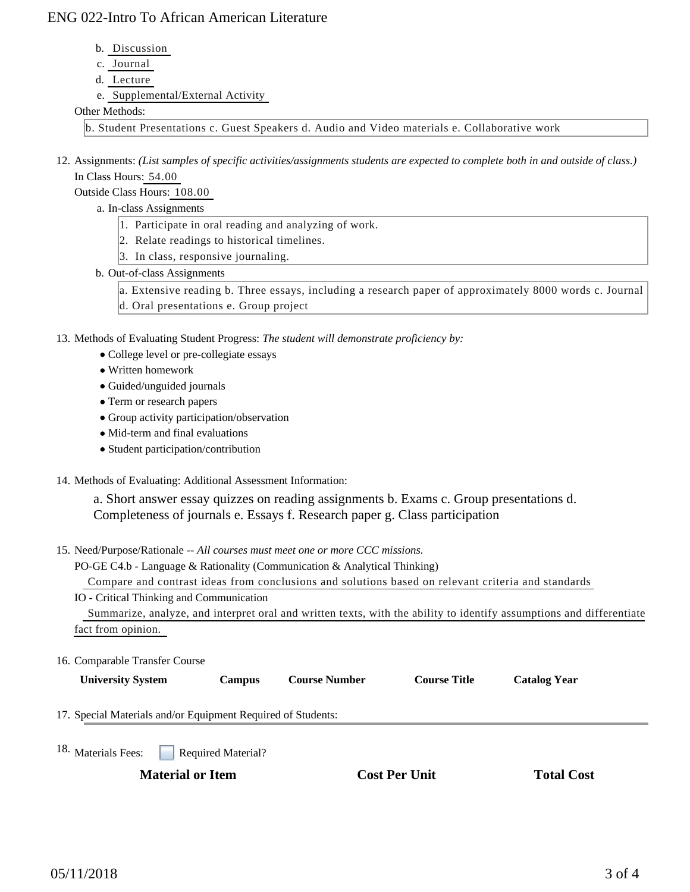b. Discussion
c. Journal
d. Lecture
e. Supplemental/External Activity

Other Methods:

b. Student Presentations c. Guest Speakers d. Audio and Video materials e. Collaborative work

12. Assignments: *(List samples of specific activities/assignments students are expected to complete both in and outside of class.)*

In Class Hours: 54.00

Outside Class Hours: 108.00

a. In-class Assignments

1. Participate in oral reading and analyzing of work.
2. Relate readings to historical timelines.
3. In class, responsive journaling.

b. Out-of-class Assignments

a. Extensive reading b. Three essays, including a research paper of approximately 8000 words c. Journal d. Oral presentations e. Group project

13. Methods of Evaluating Student Progress: *The student will demonstrate proficiency by:*

- College level or pre-collegiate essays
- Written homework
- Guided/unguided journals
- Term or research papers
- Group activity participation/observation
- Mid-term and final evaluations
- Student participation/contribution

14. Methods of Evaluating: Additional Assessment Information:

a. Short answer essay quizzes on reading assignments b. Exams c. Group presentations d. Completeness of journals e. Essays f. Research paper g. Class participation

15. Need/Purpose/Rationale -- *All courses must meet one or more CCC missions.*

PO-GE C4.b - Language & Rationality (Communication & Analytical Thinking)

Compare and contrast ideas from conclusions and solutions based on relevant criteria and standards

IO - Critical Thinking and Communication

Summarize, analyze, and interpret oral and written texts, with the ability to identify assumptions and differentiate fact from opinion.

16. Comparable Transfer Course

| University System | Campus | Course Number | Course Title | Catalog Year |
|---|---|---|---|---|

17. Special Materials and/or Equipment Required of Students:

18. Materials Fees: ☐ Required Material?

| Material or Item | Cost Per Unit | Total Cost |
|---|---|---|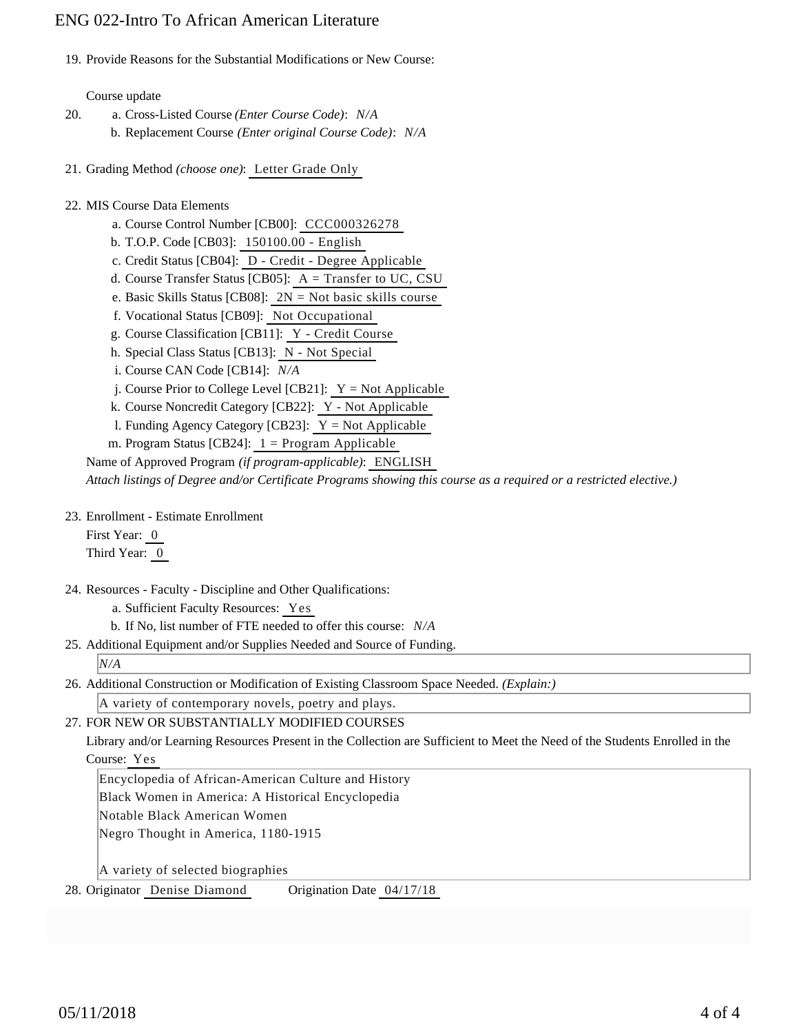19. Provide Reasons for the Substantial Modifications or New Course:

    Course update

20. a. Cross-Listed Course *(Enter Course Code)*: *N/A*
    b. Replacement Course *(Enter original Course Code)*: *N/A*

21. Grading Method *(choose one)*: Letter Grade Only

22. MIS Course Data Elements
    a. Course Control Number [CB00]: CCC000326278
    b. T.O.P. Code [CB03]: 150100.00 - English
    c. Credit Status [CB04]: D - Credit - Degree Applicable
    d. Course Transfer Status [CB05]: A = Transfer to UC, CSU
    e. Basic Skills Status [CB08]: 2N = Not basic skills course
    f. Vocational Status [CB09]: Not Occupational
    g. Course Classification [CB11]: Y - Credit Course
    h. Special Class Status [CB13]: N - Not Special
    i. Course CAN Code [CB14]: *N/A*
    j. Course Prior to College Level [CB21]: Y = Not Applicable
    k. Course Noncredit Category [CB22]: Y - Not Applicable
    l. Funding Agency Category [CB23]: Y = Not Applicable
    m. Program Status [CB24]: 1 = Program Applicable

    Name of Approved Program *(if program-applicable)*: ENGLISH

    *Attach listings of Degree and/or Certificate Programs showing this course as a required or a restricted elective.)*

23. Enrollment - Estimate Enrollment
    First Year: 0
    Third Year: 0

24. Resources - Faculty - Discipline and Other Qualifications:
    a. Sufficient Faculty Resources: Yes
    b. If No, list number of FTE needed to offer this course: *N/A*

25. Additional Equipment and/or Supplies Needed and Source of Funding.

    *N/A*

26. Additional Construction or Modification of Existing Classroom Space Needed. *(Explain:)*

    A variety of contemporary novels, poetry and plays.

27. FOR NEW OR SUBSTANTIALLY MODIFIED COURSES
    Library and/or Learning Resources Present in the Collection are Sufficient to Meet the Need of the Students Enrolled in the Course: Yes

    Encyclopedia of African-American Culture and History
    Black Women in America: A Historical Encyclopedia
    Notable Black American Women
    Negro Thought in America, 1180-1915

    A variety of selected biographies

28. Originator Denise Diamond Origination Date 04/17/18